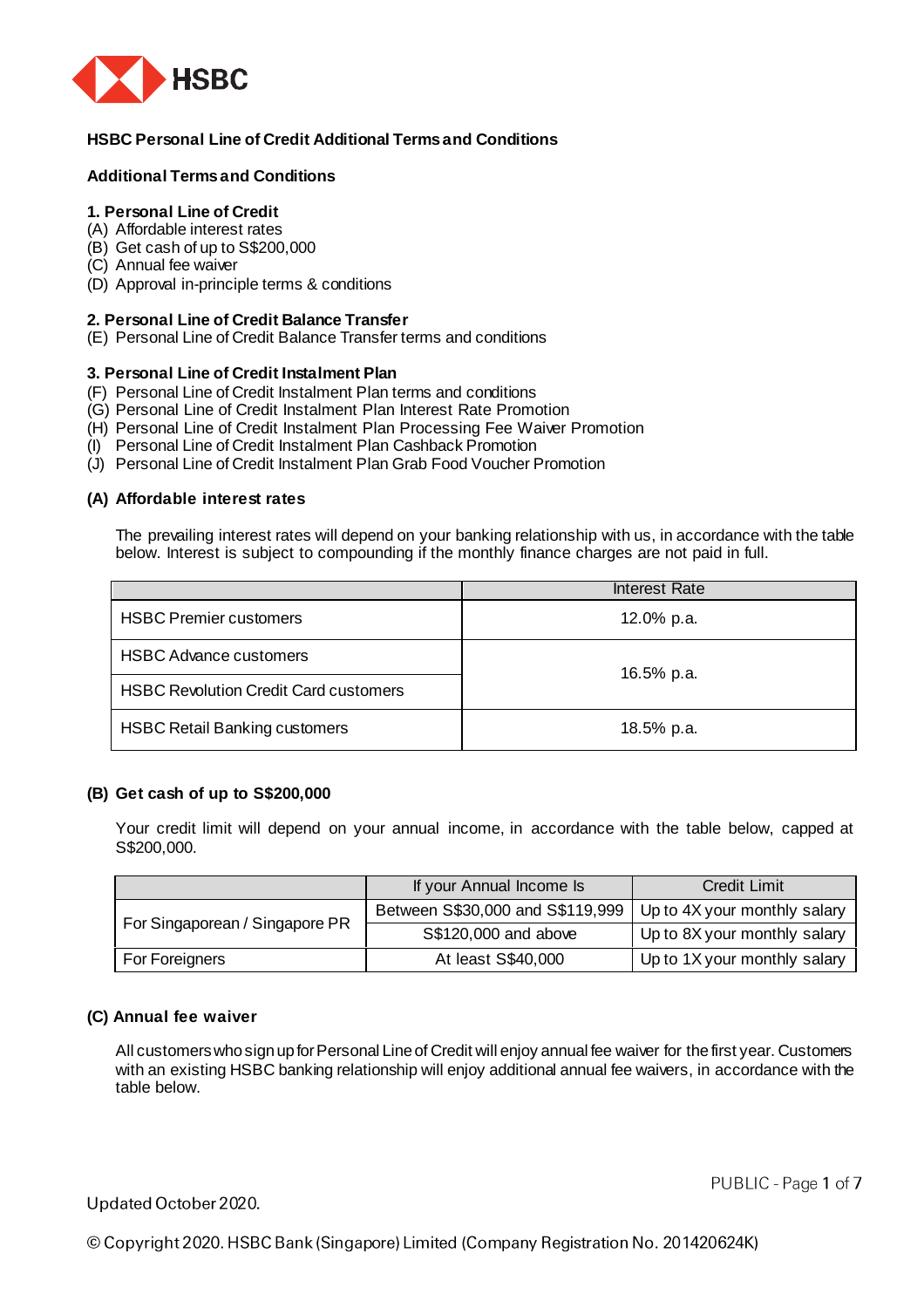# HSBC Personal Line of Credit Additional Terms and Conditions

## Additional Terms and Conditions

**1. Personal Line of Credit**

(A) Affordable interest rates
(B) Get cash of up to S$200,000
(C) Annual fee waiver
(D) Approval in-principle terms & conditions

**2. Personal Line of Credit Balance Transfer**

(E) Personal Line of Credit Balance Transfer terms and conditions

**3. Personal Line of Credit Instalment Plan**

(F) Personal Line of Credit Instalment Plan terms and conditions
(G) Personal Line of Credit Instalment Plan Interest Rate Promotion
(H) Personal Line of Credit Instalment Plan Processing Fee Waiver Promotion
(I) Personal Line of Credit Instalment Plan Cashback Promotion
(J) Personal Line of Credit Instalment Plan Grab Food Voucher Promotion

### (A) Affordable interest rates

The prevailing interest rates will depend on your banking relationship with us, in accordance with the table below. Interest is subject to compounding if the monthly finance charges are not paid in full.

| | Interest Rate |
|---|---|
| HSBC Premier customers | 12.0% p.a. |
| HSBC Advance customers | 16.5% p.a. |
| HSBC Revolution Credit Card customers | |
| HSBC Retail Banking customers | 18.5% p.a. |

### (B) Get cash of up to S$200,000

Your credit limit will depend on your annual income, in accordance with the table below, capped at S$200,000.

| | If your Annual Income Is | Credit Limit |
|---|---|---|
| For Singaporean / Singapore PR | Between S$30,000 and S$119,999 | Up to 4X your monthly salary |
| | S$120,000 and above | Up to 8X your monthly salary |
| For Foreigners | At least S$40,000 | Up to 1X your monthly salary |

### (C) Annual fee waiver

All customers who sign up for Personal Line of Credit will enjoy annual fee waiver for the first year. Customers with an existing HSBC banking relationship will enjoy additional annual fee waivers, in accordance with the table below.

Updated October 2020.

© Copyright 2020. HSBC Bank (Singapore) Limited (Company Registration No. 201420624K)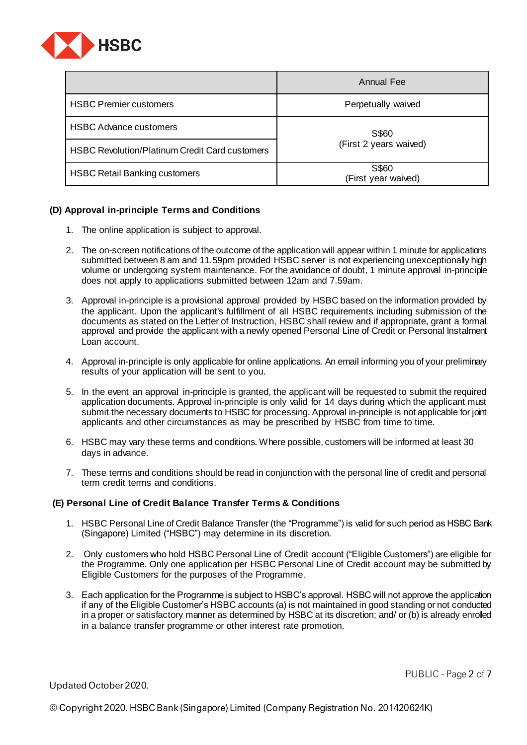| | Annual Fee |
|---|---|
| HSBC Premier customers | Perpetually waived |
| HSBC Advance customers | S$60 (First 2 years waived) |
| HSBC Revolution/Platinum Credit Card customers | S$60 (First 2 years waived) |
| HSBC Retail Banking customers | S$60 (First year waived) |

**(D) Approval in-principle Terms and Conditions**

1. The online application is subject to approval.

2. The on-screen notifications of the outcome of the application will appear within 1 minute for applications submitted between 8 am and 11.59pm provided HSBC server is not experiencing unexceptionally high volume or undergoing system maintenance. For the avoidance of doubt, 1 minute approval in-principle does not apply to applications submitted between 12am and 7.59am.

3. Approval in-principle is a provisional approval provided by HSBC based on the information provided by the applicant. Upon the applicant's fulfillment of all HSBC requirements including submission of the documents as stated on the Letter of Instruction, HSBC shall review and if appropriate, grant a formal approval and provide the applicant with a newly opened Personal Line of Credit or Personal Instalment Loan account.

4. Approval in-principle is only applicable for online applications. An email informing you of your preliminary results of your application will be sent to you.

5. In the event an approval in-principle is granted, the applicant will be requested to submit the required application documents. Approval in-principle is only valid for 14 days during which the applicant must submit the necessary documents to HSBC for processing. Approval in-principle is not applicable for joint applicants and other circumstances as may be prescribed by HSBC from time to time.

6. HSBC may vary these terms and conditions. Where possible, customers will be informed at least 30 days in advance.

7. These terms and conditions should be read in conjunction with the personal line of credit and personal term credit terms and conditions.

**(E) Personal Line of Credit Balance Transfer Terms & Conditions**

1. HSBC Personal Line of Credit Balance Transfer (the "Programme") is valid for such period as HSBC Bank (Singapore) Limited ("HSBC") may determine in its discretion.

2. Only customers who hold HSBC Personal Line of Credit account ("Eligible Customers") are eligible for the Programme. Only one application per HSBC Personal Line of Credit account may be submitted by Eligible Customers for the purposes of the Programme.

3. Each application for the Programme is subject to HSBC's approval. HSBC will not approve the application if any of the Eligible Customer's HSBC accounts (a) is not maintained in good standing or not conducted in a proper or satisfactory manner as determined by HSBC at its discretion; and/ or (b) is already enrolled in a balance transfer programme or other interest rate promotion.

Updated October 2020.

© Copyright 2020. HSBC Bank (Singapore) Limited (Company Registration No. 201420624K)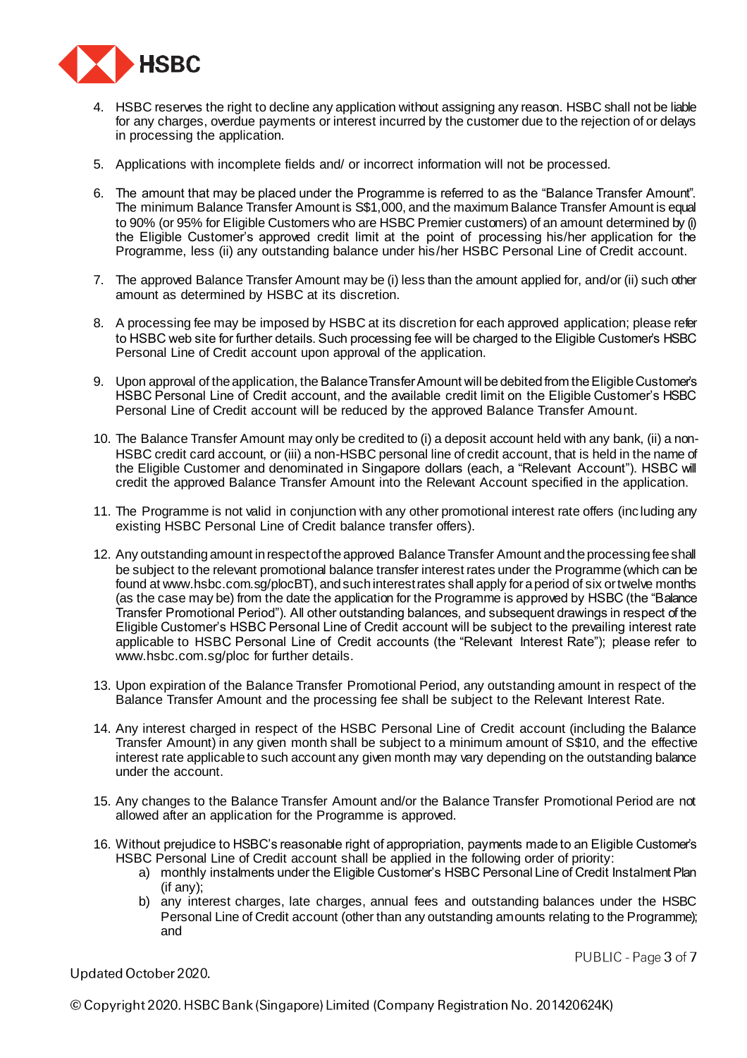4. HSBC reserves the right to decline any application without assigning any reason. HSBC shall not be liable for any charges, overdue payments or interest incurred by the customer due to the rejection of or delays in processing the application.

5. Applications with incomplete fields and/ or incorrect information will not be processed.

6. The amount that may be placed under the Programme is referred to as the "Balance Transfer Amount". The minimum Balance Transfer Amount is S$1,000, and the maximum Balance Transfer Amount is equal to 90% (or 95% for Eligible Customers who are HSBC Premier customers) of an amount determined by (i) the Eligible Customer's approved credit limit at the point of processing his/her application for the Programme, less (ii) any outstanding balance under his/her HSBC Personal Line of Credit account.

7. The approved Balance Transfer Amount may be (i) less than the amount applied for, and/or (ii) such other amount as determined by HSBC at its discretion.

8. A processing fee may be imposed by HSBC at its discretion for each approved application; please refer to HSBC web site for further details. Such processing fee will be charged to the Eligible Customer's HSBC Personal Line of Credit account upon approval of the application.

9. Upon approval of the application, the Balance Transfer Amount will be debited from the Eligible Customer's HSBC Personal Line of Credit account, and the available credit limit on the Eligible Customer's HSBC Personal Line of Credit account will be reduced by the approved Balance Transfer Amount.

10. The Balance Transfer Amount may only be credited to (i) a deposit account held with any bank, (ii) a non-HSBC credit card account, or (iii) a non-HSBC personal line of credit account, that is held in the name of the Eligible Customer and denominated in Singapore dollars (each, a "Relevant Account"). HSBC will credit the approved Balance Transfer Amount into the Relevant Account specified in the application.

11. The Programme is not valid in conjunction with any other promotional interest rate offers (including any existing HSBC Personal Line of Credit balance transfer offers).

12. Any outstanding amount in respect of the approved Balance Transfer Amount and the processing fee shall be subject to the relevant promotional balance transfer interest rates under the Programme (which can be found at www.hsbc.com.sg/plocBT), and such interest rates shall apply for a period of six or twelve months (as the case may be) from the date the application for the Programme is approved by HSBC (the "Balance Transfer Promotional Period"). All other outstanding balances, and subsequent drawings in respect of the Eligible Customer's HSBC Personal Line of Credit account will be subject to the prevailing interest rate applicable to HSBC Personal Line of Credit accounts (the "Relevant Interest Rate"); please refer to www.hsbc.com.sg/ploc for further details.

13. Upon expiration of the Balance Transfer Promotional Period, any outstanding amount in respect of the Balance Transfer Amount and the processing fee shall be subject to the Relevant Interest Rate.

14. Any interest charged in respect of the HSBC Personal Line of Credit account (including the Balance Transfer Amount) in any given month shall be subject to a minimum amount of S$10, and the effective interest rate applicable to such account any given month may vary depending on the outstanding balance under the account.

15. Any changes to the Balance Transfer Amount and/or the Balance Transfer Promotional Period are not allowed after an application for the Programme is approved.

16. Without prejudice to HSBC's reasonable right of appropriation, payments made to an Eligible Customer's HSBC Personal Line of Credit account shall be applied in the following order of priority:
    a) monthly instalments under the Eligible Customer's HSBC Personal Line of Credit Instalment Plan (if any);
    b) any interest charges, late charges, annual fees and outstanding balances under the HSBC Personal Line of Credit account (other than any outstanding amounts relating to the Programme); and

Updated October 2020.

© Copyright 2020. HSBC Bank (Singapore) Limited (Company Registration No. 201420624K)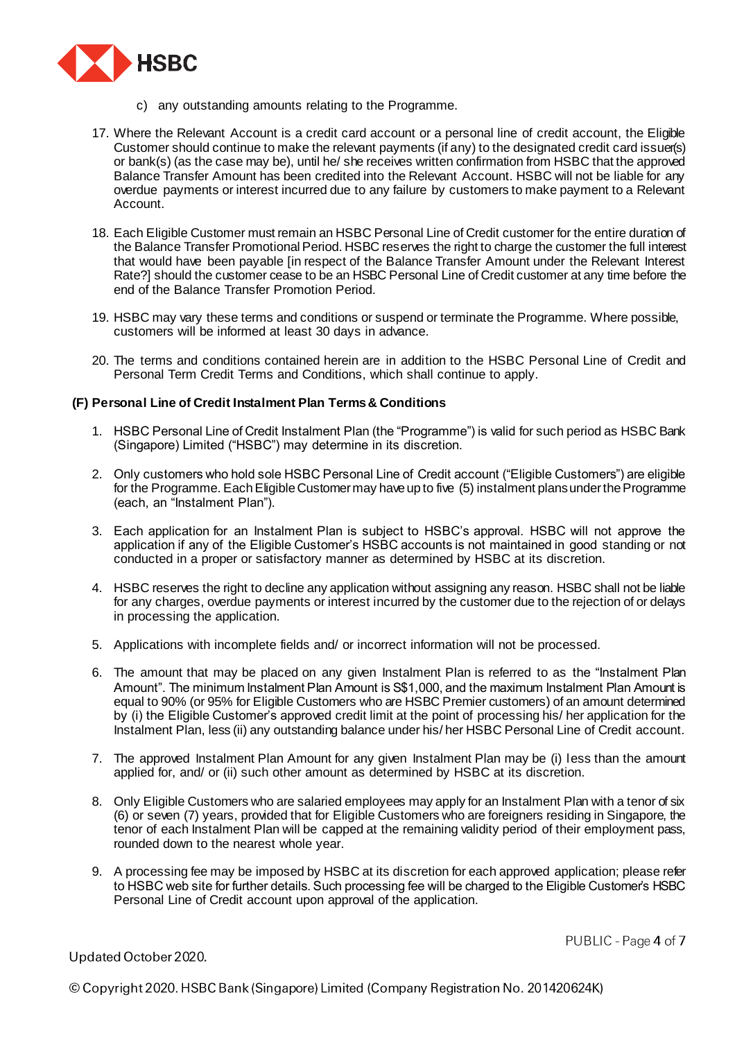c) any outstanding amounts relating to the Programme.

17. Where the Relevant Account is a credit card account or a personal line of credit account, the Eligible Customer should continue to make the relevant payments (if any) to the designated credit card issuer(s) or bank(s) (as the case may be), until he/ she receives written confirmation from HSBC that the approved Balance Transfer Amount has been credited into the Relevant Account. HSBC will not be liable for any overdue payments or interest incurred due to any failure by customers to make payment to a Relevant Account.

18. Each Eligible Customer must remain an HSBC Personal Line of Credit customer for the entire duration of the Balance Transfer Promotional Period. HSBC reserves the right to charge the customer the full interest that would have been payable [in respect of the Balance Transfer Amount under the Relevant Interest Rate?] should the customer cease to be an HSBC Personal Line of Credit customer at any time before the end of the Balance Transfer Promotion Period.

19. HSBC may vary these terms and conditions or suspend or terminate the Programme. Where possible, customers will be informed at least 30 days in advance.

20. The terms and conditions contained herein are in addition to the HSBC Personal Line of Credit and Personal Term Credit Terms and Conditions, which shall continue to apply.

### (F) Personal Line of Credit Instalment Plan Terms & Conditions

1. HSBC Personal Line of Credit Instalment Plan (the "Programme") is valid for such period as HSBC Bank (Singapore) Limited ("HSBC") may determine in its discretion.

2. Only customers who hold sole HSBC Personal Line of Credit account ("Eligible Customers") are eligible for the Programme. Each Eligible Customer may have up to five (5) instalment plans under the Programme (each, an "Instalment Plan").

3. Each application for an Instalment Plan is subject to HSBC's approval. HSBC will not approve the application if any of the Eligible Customer's HSBC accounts is not maintained in good standing or not conducted in a proper or satisfactory manner as determined by HSBC at its discretion.

4. HSBC reserves the right to decline any application without assigning any reason. HSBC shall not be liable for any charges, overdue payments or interest incurred by the customer due to the rejection of or delays in processing the application.

5. Applications with incomplete fields and/ or incorrect information will not be processed.

6. The amount that may be placed on any given Instalment Plan is referred to as the "Instalment Plan Amount". The minimum Instalment Plan Amount is S$1,000, and the maximum Instalment Plan Amount is equal to 90% (or 95% for Eligible Customers who are HSBC Premier customers) of an amount determined by (i) the Eligible Customer's approved credit limit at the point of processing his/ her application for the Instalment Plan, less (ii) any outstanding balance under his/ her HSBC Personal Line of Credit account.

7. The approved Instalment Plan Amount for any given Instalment Plan may be (i) less than the amount applied for, and/ or (ii) such other amount as determined by HSBC at its discretion.

8. Only Eligible Customers who are salaried employees may apply for an Instalment Plan with a tenor of six (6) or seven (7) years, provided that for Eligible Customers who are foreigners residing in Singapore, the tenor of each Instalment Plan will be capped at the remaining validity period of their employment pass, rounded down to the nearest whole year.

9. A processing fee may be imposed by HSBC at its discretion for each approved application; please refer to HSBC web site for further details. Such processing fee will be charged to the Eligible Customer's HSBC Personal Line of Credit account upon approval of the application.

Updated October 2020.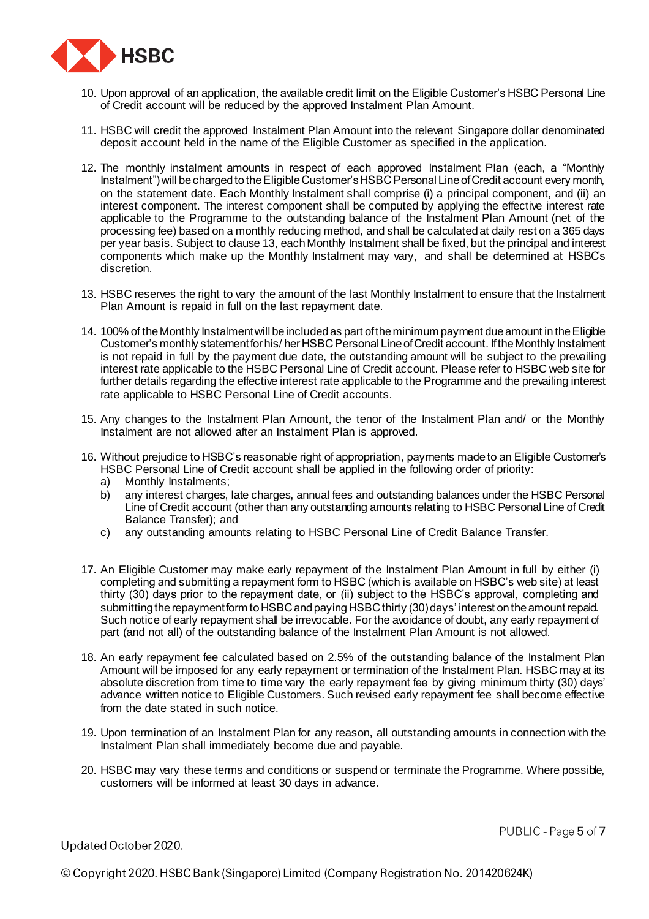10. Upon approval of an application, the available credit limit on the Eligible Customer's HSBC Personal Line of Credit account will be reduced by the approved Instalment Plan Amount.

11. HSBC will credit the approved Instalment Plan Amount into the relevant Singapore dollar denominated deposit account held in the name of the Eligible Customer as specified in the application.

12. The monthly instalment amounts in respect of each approved Instalment Plan (each, a "Monthly Instalment") will be charged to the Eligible Customer's HSBC Personal Line of Credit account every month, on the statement date. Each Monthly Instalment shall comprise (i) a principal component, and (ii) an interest component. The interest component shall be computed by applying the effective interest rate applicable to the Programme to the outstanding balance of the Instalment Plan Amount (net of the processing fee) based on a monthly reducing method, and shall be calculated at daily rest on a 365 days per year basis. Subject to clause 13, each Monthly Instalment shall be fixed, but the principal and interest components which make up the Monthly Instalment may vary, and shall be determined at HSBC's discretion.

13. HSBC reserves the right to vary the amount of the last Monthly Instalment to ensure that the Instalment Plan Amount is repaid in full on the last repayment date.

14. 100% of the Monthly Instalment will be included as part of the minimum payment due amount in the Eligible Customer's monthly statement for his/ her HSBC Personal Line of Credit account. If the Monthly Instalment is not repaid in full by the payment due date, the outstanding amount will be subject to the prevailing interest rate applicable to the HSBC Personal Line of Credit account. Please refer to HSBC web site for further details regarding the effective interest rate applicable to the Programme and the prevailing interest rate applicable to HSBC Personal Line of Credit accounts.

15. Any changes to the Instalment Plan Amount, the tenor of the Instalment Plan and/ or the Monthly Instalment are not allowed after an Instalment Plan is approved.

16. Without prejudice to HSBC's reasonable right of appropriation, payments made to an Eligible Customer's HSBC Personal Line of Credit account shall be applied in the following order of priority:
    a) Monthly Instalments;
    b) any interest charges, late charges, annual fees and outstanding balances under the HSBC Personal Line of Credit account (other than any outstanding amounts relating to HSBC Personal Line of Credit Balance Transfer); and
    c) any outstanding amounts relating to HSBC Personal Line of Credit Balance Transfer.

17. An Eligible Customer may make early repayment of the Instalment Plan Amount in full by either (i) completing and submitting a repayment form to HSBC (which is available on HSBC's web site) at least thirty (30) days prior to the repayment date, or (ii) subject to the HSBC's approval, completing and submitting the repayment form to HSBC and paying HSBC thirty (30) days' interest on the amount repaid. Such notice of early repayment shall be irrevocable. For the avoidance of doubt, any early repayment of part (and not all) of the outstanding balance of the Instalment Plan Amount is not allowed.

18. An early repayment fee calculated based on 2.5% of the outstanding balance of the Instalment Plan Amount will be imposed for any early repayment or termination of the Instalment Plan. HSBC may at its absolute discretion from time to time vary the early repayment fee by giving minimum thirty (30) days' advance written notice to Eligible Customers. Such revised early repayment fee shall become effective from the date stated in such notice.

19. Upon termination of an Instalment Plan for any reason, all outstanding amounts in connection with the Instalment Plan shall immediately become due and payable.

20. HSBC may vary these terms and conditions or suspend or terminate the Programme. Where possible, customers will be informed at least 30 days in advance.

Updated October 2020.

© Copyright 2020. HSBC Bank (Singapore) Limited (Company Registration No. 201420624K)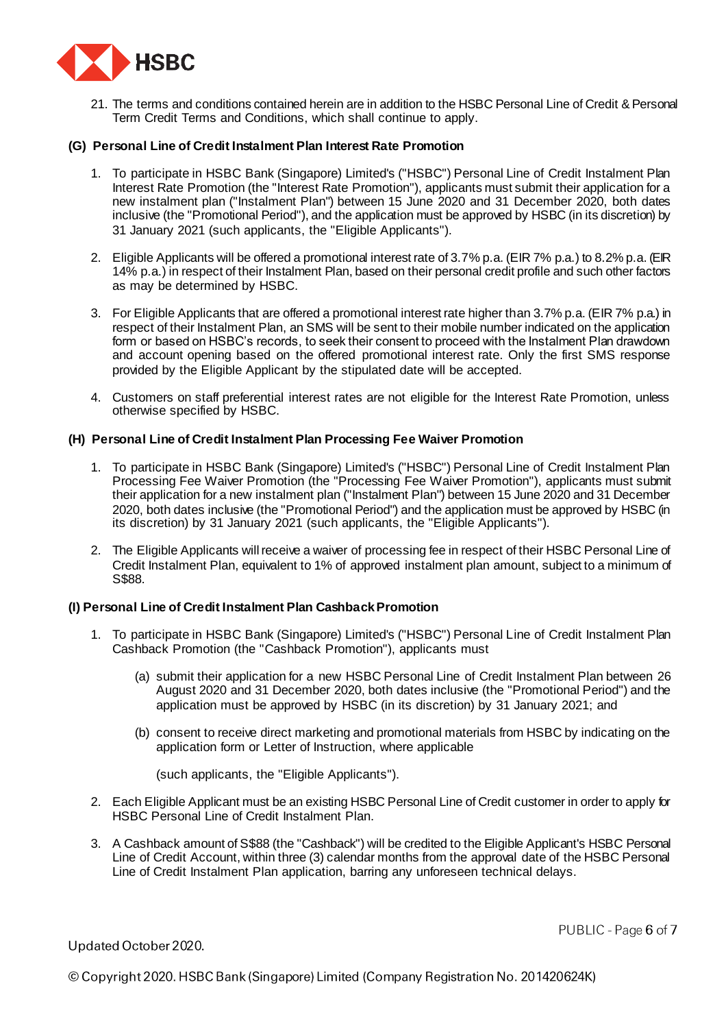21. The terms and conditions contained herein are in addition to the HSBC Personal Line of Credit & Personal Term Credit Terms and Conditions, which shall continue to apply.

### (G) Personal Line of Credit Instalment Plan Interest Rate Promotion

1. To participate in HSBC Bank (Singapore) Limited's ("HSBC") Personal Line of Credit Instalment Plan Interest Rate Promotion (the "Interest Rate Promotion"), applicants must submit their application for a new instalment plan ("Instalment Plan") between 15 June 2020 and 31 December 2020, both dates inclusive (the "Promotional Period"), and the application must be approved by HSBC (in its discretion) by 31 January 2021 (such applicants, the "Eligible Applicants").

2. Eligible Applicants will be offered a promotional interest rate of 3.7% p.a. (EIR 7% p.a.) to 8.2% p.a. (EIR 14% p.a.) in respect of their Instalment Plan, based on their personal credit profile and such other factors as may be determined by HSBC.

3. For Eligible Applicants that are offered a promotional interest rate higher than 3.7% p.a. (EIR 7% p.a.) in respect of their Instalment Plan, an SMS will be sent to their mobile number indicated on the application form or based on HSBC's records, to seek their consent to proceed with the Instalment Plan drawdown and account opening based on the offered promotional interest rate. Only the first SMS response provided by the Eligible Applicant by the stipulated date will be accepted.

4. Customers on staff preferential interest rates are not eligible for the Interest Rate Promotion, unless otherwise specified by HSBC.

### (H) Personal Line of Credit Instalment Plan Processing Fee Waiver Promotion

1. To participate in HSBC Bank (Singapore) Limited's ("HSBC") Personal Line of Credit Instalment Plan Processing Fee Waiver Promotion (the "Processing Fee Waiver Promotion"), applicants must submit their application for a new instalment plan ("Instalment Plan") between 15 June 2020 and 31 December 2020, both dates inclusive (the "Promotional Period") and the application must be approved by HSBC (in its discretion) by 31 January 2021 (such applicants, the "Eligible Applicants").

2. The Eligible Applicants will receive a waiver of processing fee in respect of their HSBC Personal Line of Credit Instalment Plan, equivalent to 1% of approved instalment plan amount, subject to a minimum of S$88.

### (I) Personal Line of Credit Instalment Plan Cashback Promotion

1. To participate in HSBC Bank (Singapore) Limited's ("HSBC") Personal Line of Credit Instalment Plan Cashback Promotion (the "Cashback Promotion"), applicants must

   (a) submit their application for a new HSBC Personal Line of Credit Instalment Plan between 26 August 2020 and 31 December 2020, both dates inclusive (the "Promotional Period") and the application must be approved by HSBC (in its discretion) by 31 January 2021; and

   (b) consent to receive direct marketing and promotional materials from HSBC by indicating on the application form or Letter of Instruction, where applicable

   (such applicants, the "Eligible Applicants").

2. Each Eligible Applicant must be an existing HSBC Personal Line of Credit customer in order to apply for HSBC Personal Line of Credit Instalment Plan.

3. A Cashback amount of S$88 (the "Cashback") will be credited to the Eligible Applicant's HSBC Personal Line of Credit Account, within three (3) calendar months from the approval date of the HSBC Personal Line of Credit Instalment Plan application, barring any unforeseen technical delays.

Updated October 2020.

© Copyright 2020. HSBC Bank (Singapore) Limited (Company Registration No. 201420624K)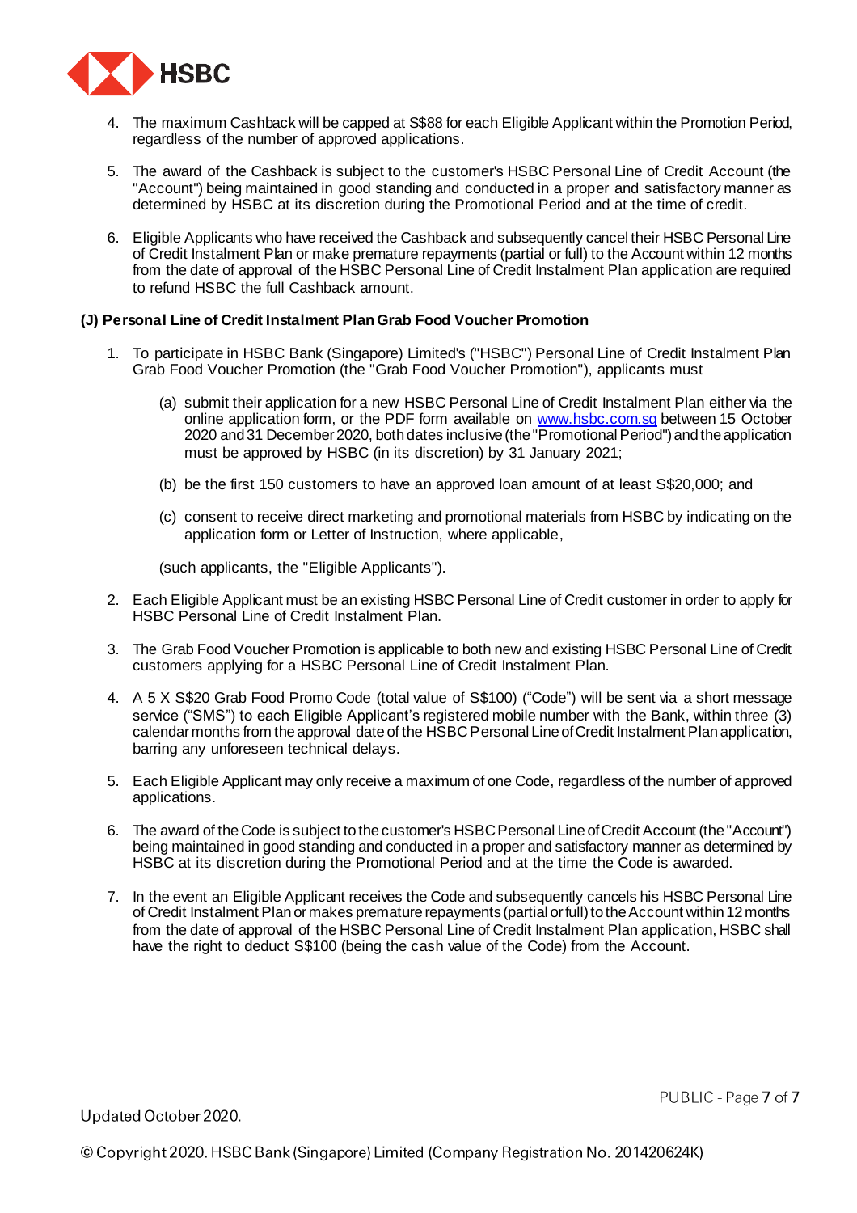4. The maximum Cashback will be capped at S$88 for each Eligible Applicant within the Promotion Period, regardless of the number of approved applications.

5. The award of the Cashback is subject to the customer's HSBC Personal Line of Credit Account (the "Account") being maintained in good standing and conducted in a proper and satisfactory manner as determined by HSBC at its discretion during the Promotional Period and at the time of credit.

6. Eligible Applicants who have received the Cashback and subsequently cancel their HSBC Personal Line of Credit Instalment Plan or make premature repayments (partial or full) to the Account within 12 months from the date of approval of the HSBC Personal Line of Credit Instalment Plan application are required to refund HSBC the full Cashback amount.

**(J) Personal Line of Credit Instalment Plan Grab Food Voucher Promotion**

1. To participate in HSBC Bank (Singapore) Limited's ("HSBC") Personal Line of Credit Instalment Plan Grab Food Voucher Promotion (the "Grab Food Voucher Promotion"), applicants must

   (a) submit their application for a new HSBC Personal Line of Credit Instalment Plan either via the online application form, or the PDF form available on www.hsbc.com.sg between 15 October 2020 and 31 December 2020, both dates inclusive (the "Promotional Period") and the application must be approved by HSBC (in its discretion) by 31 January 2021;

   (b) be the first 150 customers to have an approved loan amount of at least S$20,000; and

   (c) consent to receive direct marketing and promotional materials from HSBC by indicating on the application form or Letter of Instruction, where applicable,

   (such applicants, the "Eligible Applicants").

2. Each Eligible Applicant must be an existing HSBC Personal Line of Credit customer in order to apply for HSBC Personal Line of Credit Instalment Plan.

3. The Grab Food Voucher Promotion is applicable to both new and existing HSBC Personal Line of Credit customers applying for a HSBC Personal Line of Credit Instalment Plan.

4. A 5 X S$20 Grab Food Promo Code (total value of S$100) ("Code") will be sent via a short message service ("SMS") to each Eligible Applicant's registered mobile number with the Bank, within three (3) calendar months from the approval date of the HSBC Personal Line of Credit Instalment Plan application, barring any unforeseen technical delays.

5. Each Eligible Applicant may only receive a maximum of one Code, regardless of the number of approved applications.

6. The award of the Code is subject to the customer's HSBC Personal Line of Credit Account (the "Account") being maintained in good standing and conducted in a proper and satisfactory manner as determined by HSBC at its discretion during the Promotional Period and at the time the Code is awarded.

7. In the event an Eligible Applicant receives the Code and subsequently cancels his HSBC Personal Line of Credit Instalment Plan or makes premature repayments (partial or full) to the Account within 12 months from the date of approval of the HSBC Personal Line of Credit Instalment Plan application, HSBC shall have the right to deduct S$100 (being the cash value of the Code) from the Account.

Updated October 2020.

© Copyright 2020. HSBC Bank (Singapore) Limited (Company Registration No. 201420624K)